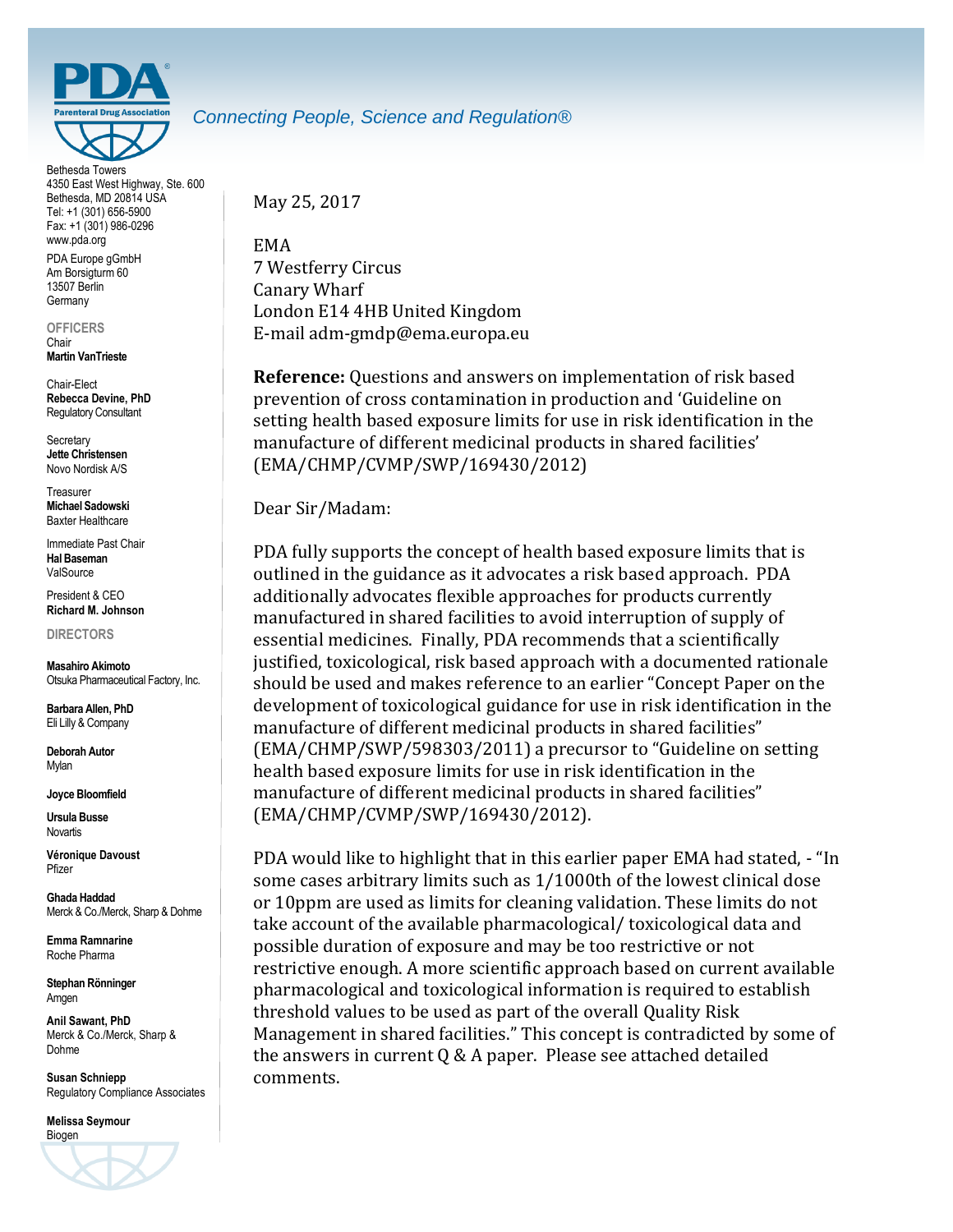PDA Parenteral Drug Association

*Connecting People, Science and Regulation®*

Bethesda Towers
4350 East West Highway, Ste. 600
Bethesda, MD 20814 USA
Tel: +1 (301) 656-5900
Fax: +1 (301) 986-0296
www.pda.org

PDA Europe gGmbH
Am Borsigturm 60
13507 Berlin
Germany

**OFFICERS**

Chair
**Martin VanTrieste**

Chair-Elect
**Rebecca Devine, PhD**
Regulatory Consultant

Secretary
**Jette Christensen**
Novo Nordisk A/S

Treasurer
**Michael Sadowski**
Baxter Healthcare

Immediate Past Chair
**Hal Baseman**
ValSource

President & CEO
**Richard M. Johnson**

**DIRECTORS**

**Masahiro Akimoto**
Otsuka Pharmaceutical Factory, Inc.

**Barbara Allen, PhD**
Eli Lilly & Company

**Deborah Autor**
Mylan

**Joyce Bloomfield**

**Ursula Busse**
Novartis

**Véronique Davoust**
Pfizer

**Ghada Haddad**
Merck & Co./Merck, Sharp & Dohme

**Emma Ramnarine**
Roche Pharma

**Stephan Rönninger**
Amgen

**Anil Sawant, PhD**
Merck & Co./Merck, Sharp & Dohme

**Susan Schniepp**
Regulatory Compliance Associates

**Melissa Seymour**
Biogen

---

May 25, 2017

EMA
7 Westferry Circus
Canary Wharf
London E14 4HB United Kingdom
E-mail adm-gmdp@ema.europa.eu

**Reference:** Questions and answers on implementation of risk based prevention of cross contamination in production and 'Guideline on setting health based exposure limits for use in risk identification in the manufacture of different medicinal products in shared facilities' (EMA/CHMP/CVMP/SWP/169430/2012)

Dear Sir/Madam:

PDA fully supports the concept of health based exposure limits that is outlined in the guidance as it advocates a risk based approach. PDA additionally advocates flexible approaches for products currently manufactured in shared facilities to avoid interruption of supply of essential medicines. Finally, PDA recommends that a scientifically justified, toxicological, risk based approach with a documented rationale should be used and makes reference to an earlier "Concept Paper on the development of toxicological guidance for use in risk identification in the manufacture of different medicinal products in shared facilities" (EMA/CHMP/SWP/598303/2011) a precursor to "Guideline on setting health based exposure limits for use in risk identification in the manufacture of different medicinal products in shared facilities" (EMA/CHMP/CVMP/SWP/169430/2012).

PDA would like to highlight that in this earlier paper EMA had stated, - "In some cases arbitrary limits such as 1/1000th of the lowest clinical dose or 10ppm are used as limits for cleaning validation. These limits do not take account of the available pharmacological/ toxicological data and possible duration of exposure and may be too restrictive or not restrictive enough. A more scientific approach based on current available pharmacological and toxicological information is required to establish threshold values to be used as part of the overall Quality Risk Management in shared facilities." This concept is contradicted by some of the answers in current Q & A paper. Please see attached detailed comments.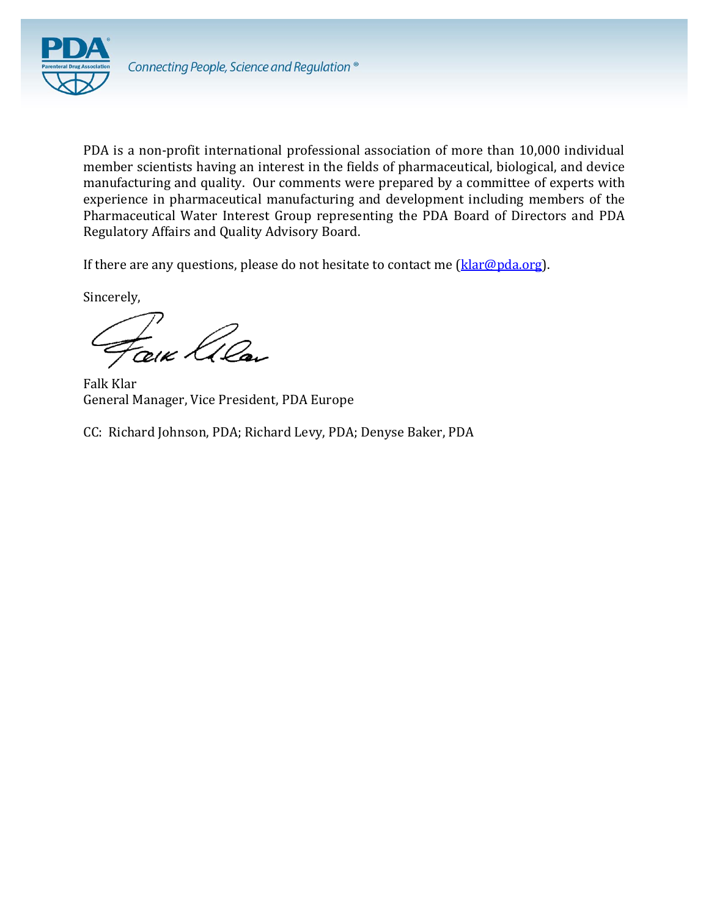PDA is a non-profit international professional association of more than 10,000 individual member scientists having an interest in the fields of pharmaceutical, biological, and device manufacturing and quality. Our comments were prepared by a committee of experts with experience in pharmaceutical manufacturing and development including members of the Pharmaceutical Water Interest Group representing the PDA Board of Directors and PDA Regulatory Affairs and Quality Advisory Board.

If there are any questions, please do not hesitate to contact me (klar@pda.org).

Sincerely,

Falk Klar
General Manager, Vice President, PDA Europe

CC: Richard Johnson, PDA; Richard Levy, PDA; Denyse Baker, PDA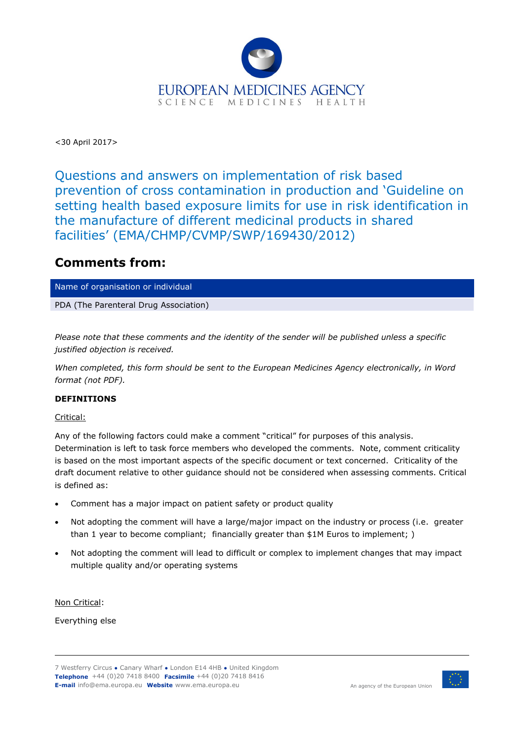EUROPEAN MEDICINES AGENCY
SCIENCE MEDICINES HEALTH

<30 April 2017>

# Questions and answers on implementation of risk based prevention of cross contamination in production and 'Guideline on setting health based exposure limits for use in risk identification in the manufacture of different medicinal products in shared facilities' (EMA/CHMP/CVMP/SWP/169430/2012)

## Comments from:

| Name of organisation or individual |
|---|
| PDA (The Parenteral Drug Association) |

*Please note that these comments and the identity of the sender will be published unless a specific justified objection is received.*

*When completed, this form should be sent to the European Medicines Agency electronically, in Word format (not PDF).*

**DEFINITIONS**

Critical:

Any of the following factors could make a comment "critical" for purposes of this analysis. Determination is left to task force members who developed the comments. Note, comment criticality is based on the most important aspects of the specific document or text concerned. Criticality of the draft document relative to other guidance should not be considered when assessing comments. Critical is defined as:

- Comment has a major impact on patient safety or product quality
- Not adopting the comment will have a large/major impact on the industry or process (i.e. greater than 1 year to become compliant; financially greater than $1M Euros to implement; )
- Not adopting the comment will lead to difficult or complex to implement changes that may impact multiple quality and/or operating systems

Non Critical:

Everything else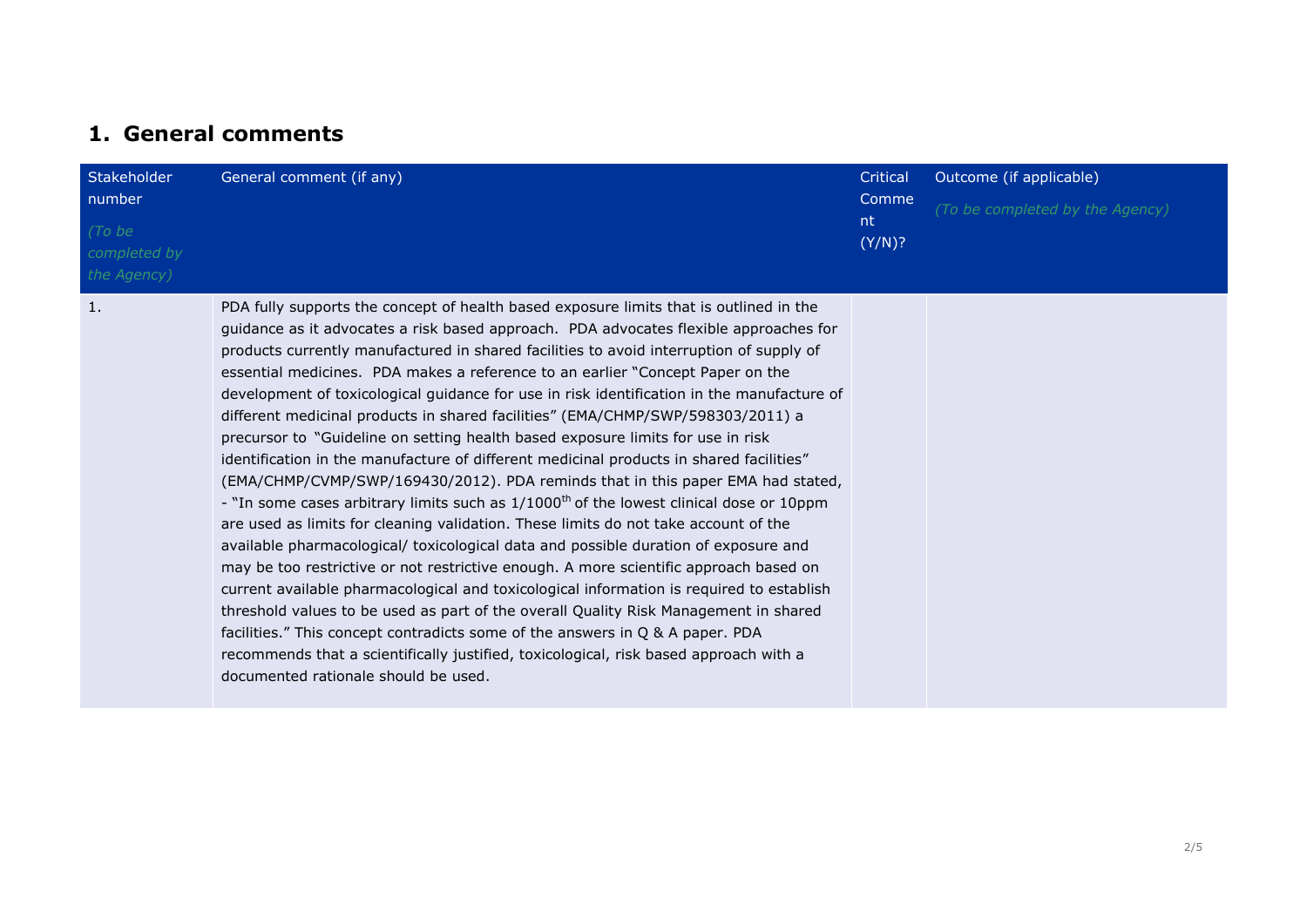## 1. General comments

| Stakeholder number<br>*(To be completed by the Agency)* | General comment (if any) | Critical Comment (Y/N)? | Outcome (if applicable)<br>*(To be completed by the Agency)* |
| --- | --- | --- | --- |
| 1. | PDA fully supports the concept of health based exposure limits that is outlined in the guidance as it advocates a risk based approach. PDA advocates flexible approaches for products currently manufactured in shared facilities to avoid interruption of supply of essential medicines. PDA makes a reference to an earlier "Concept Paper on the development of toxicological guidance for use in risk identification in the manufacture of different medicinal products in shared facilities" (EMA/CHMP/SWP/598303/2011) a precursor to "Guideline on setting health based exposure limits for use in risk identification in the manufacture of different medicinal products in shared facilities" (EMA/CHMP/CVMP/SWP/169430/2012). PDA reminds that in this paper EMA had stated, - "In some cases arbitrary limits such as 1/1000th of the lowest clinical dose or 10ppm are used as limits for cleaning validation. These limits do not take account of the available pharmacological/ toxicological data and possible duration of exposure and may be too restrictive or not restrictive enough. A more scientific approach based on current available pharmacological and toxicological information is required to establish threshold values to be used as part of the overall Quality Risk Management in shared facilities." This concept contradicts some of the answers in Q & A paper. PDA recommends that a scientifically justified, toxicological, risk based approach with a documented rationale should be used. | | |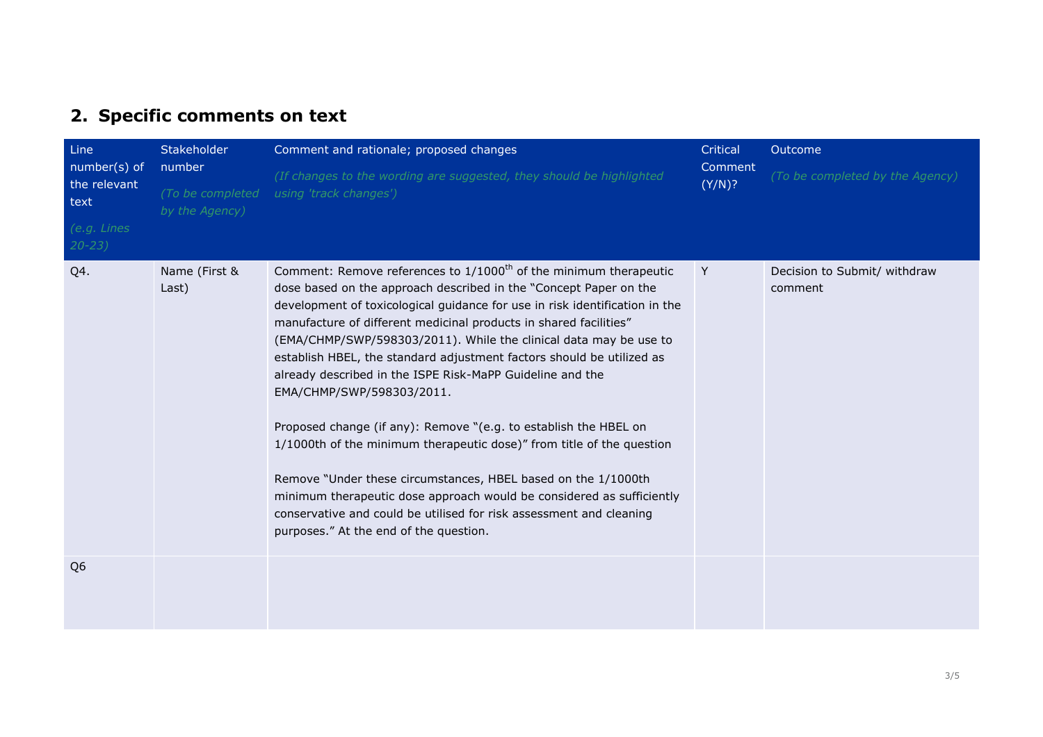## 2. Specific comments on text

| Line number(s) of the relevant text<br>*(e.g. Lines 20-23)* | Stakeholder number<br>*(To be completed by the Agency)* | Comment and rationale; proposed changes<br>*(If changes to the wording are suggested, they should be highlighted using 'track changes')* | Critical Comment (Y/N)? | Outcome<br>*(To be completed by the Agency)* |
|---|---|---|---|---|
| Q4. | Name (First & Last) | Comment: Remove references to 1/1000$^{th}$ of the minimum therapeutic dose based on the approach described in the "Concept Paper on the development of toxicological guidance for use in risk identification in the manufacture of different medicinal products in shared facilities" (EMA/CHMP/SWP/598303/2011). While the clinical data may be use to establish HBEL, the standard adjustment factors should be utilized as already described in the ISPE Risk-MaPP Guideline and the EMA/CHMP/SWP/598303/2011.<br><br>Proposed change (if any): Remove "(e.g. to establish the HBEL on 1/1000th of the minimum therapeutic dose)" from title of the question<br><br>Remove "Under these circumstances, HBEL based on the 1/1000th minimum therapeutic dose approach would be considered as sufficiently conservative and could be utilised for risk assessment and cleaning purposes." At the end of the question. | Y | Decision to Submit/ withdraw comment |
| Q6 | | | | |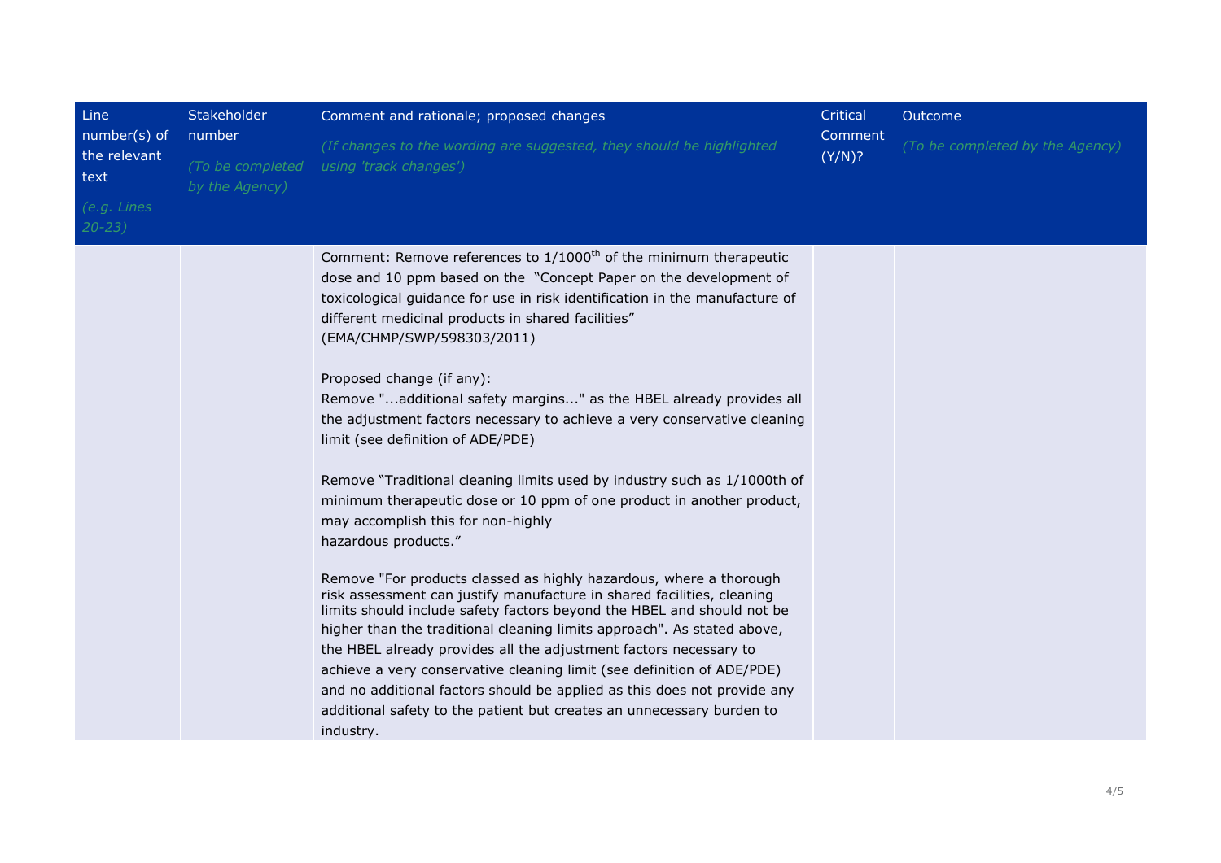| Line number(s) of the relevant text *(e.g. Lines 20-23)* | Stakeholder number *(To be completed by the Agency)* | Comment and rationale; proposed changes *(If changes to the wording are suggested, they should be highlighted using 'track changes')* | Critical Comment (Y/N)? | Outcome *(To be completed by the Agency)* |
|---|---|---|---|---|
| | | Comment: Remove references to $1/1000^{th}$ of the minimum therapeutic dose and 10 ppm based on the "Concept Paper on the development of toxicological guidance for use in risk identification in the manufacture of different medicinal products in shared facilities" (EMA/CHMP/SWP/598303/2011)<br><br>Proposed change (if any):<br>Remove "...additional safety margins..." as the HBEL already provides all the adjustment factors necessary to achieve a very conservative cleaning limit (see definition of ADE/PDE)<br><br>Remove "Traditional cleaning limits used by industry such as 1/1000th of minimum therapeutic dose or 10 ppm of one product in another product, may accomplish this for non-highly hazardous products."<br><br>Remove "For products classed as highly hazardous, where a thorough risk assessment can justify manufacture in shared facilities, cleaning limits should include safety factors beyond the HBEL and should not be higher than the traditional cleaning limits approach". As stated above, the HBEL already provides all the adjustment factors necessary to achieve a very conservative cleaning limit (see definition of ADE/PDE) and no additional factors should be applied as this does not provide any additional safety to the patient but creates an unnecessary burden to industry. | | |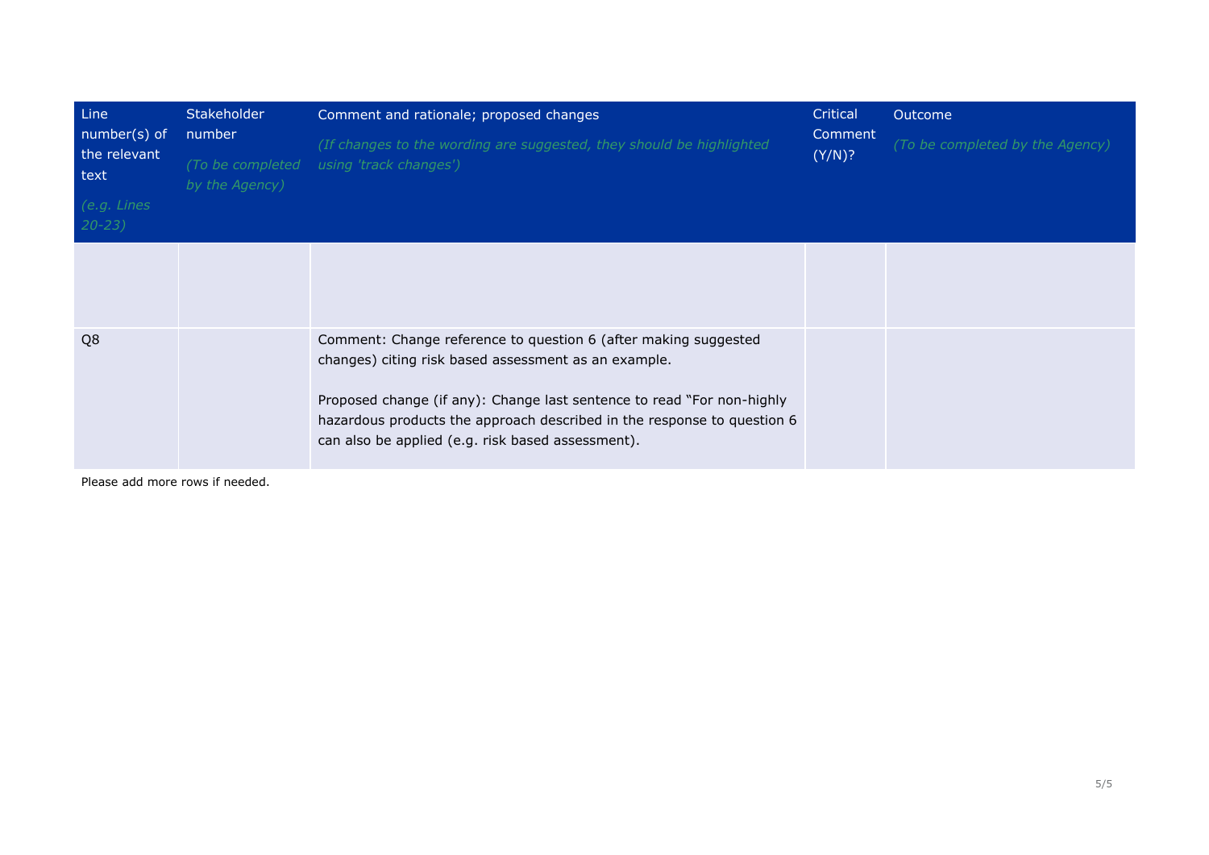| Line number(s) of the relevant text *(e.g. Lines 20-23)* | Stakeholder number *(To be completed by the Agency)* | Comment and rationale; proposed changes *(If changes to the wording are suggested, they should be highlighted using 'track changes')* | Critical Comment (Y/N)? | Outcome *(To be completed by the Agency)* |
|---|---|---|---|---|
| | | | | |
| Q8 | | Comment: Change reference to question 6 (after making suggested changes) citing risk based assessment as an example.<br><br>Proposed change (if any): Change last sentence to read "For non-highly hazardous products the approach described in the response to question 6 can also be applied (e.g. risk based assessment). | | |

Please add more rows if needed.